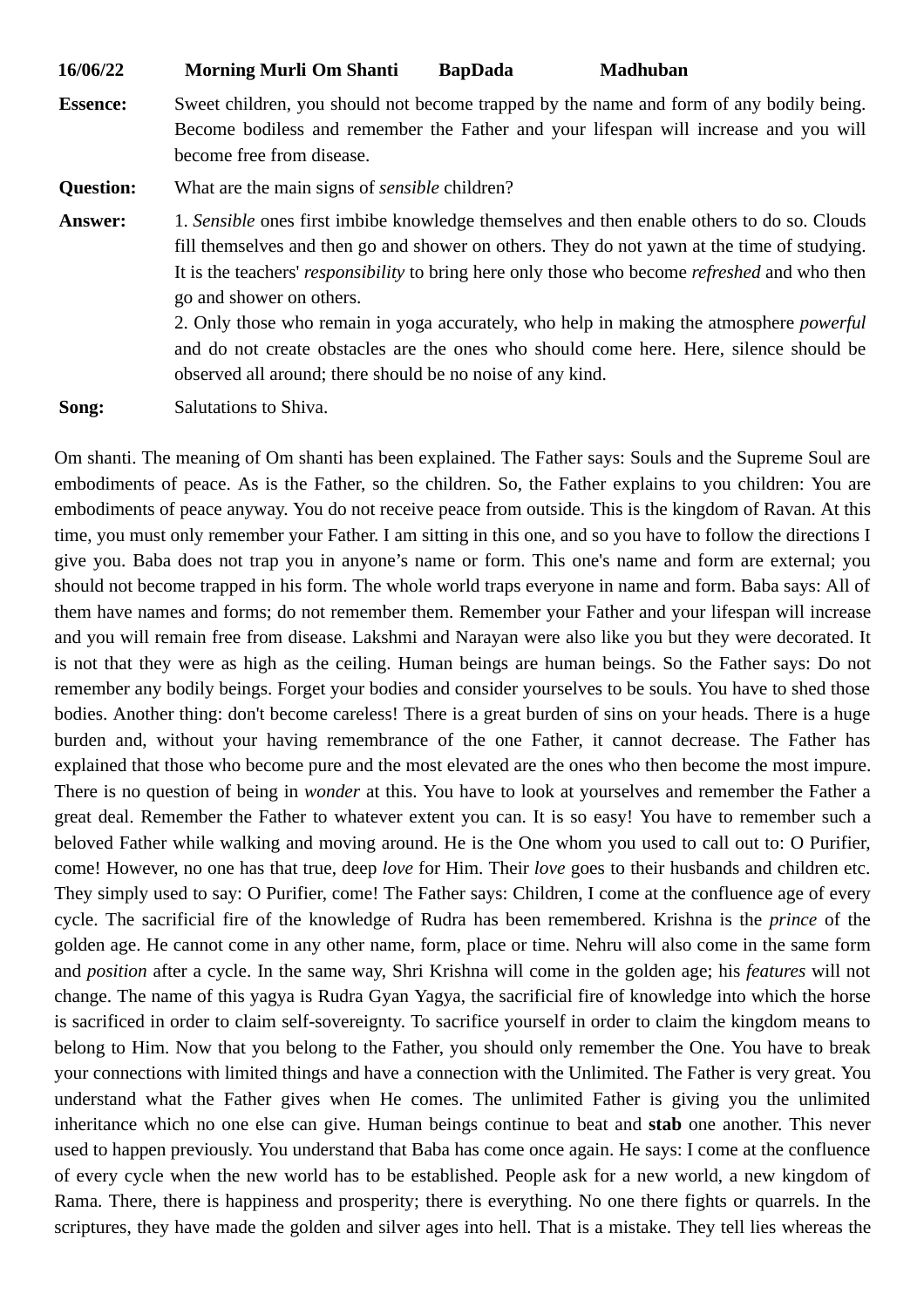**16/06/22 Morning Murli Om Shanti BapDada Madhuban**

**Essence:** Sweet children, you should not become trapped by the name and form of any bodily being. Become bodiless and remember the Father and your lifespan will increase and you will become free from disease.

**Question:** What are the main signs of *sensible* children?

**Answer:** 1. *Sensible* ones first imbibe knowledge themselves and then enable others to do so. Clouds fill themselves and then go and shower on others. They do not yawn at the time of studying. It is the teachers' *responsibility* to bring here only those who become *refreshed* and who then go and shower on others.
2. Only those who remain in yoga accurately, who help in making the atmosphere *powerful* and do not create obstacles are the ones who should come here. Here, silence should be observed all around; there should be no noise of any kind.

**Song:** Salutations to Shiva.

Om shanti. The meaning of Om shanti has been explained. The Father says: Souls and the Supreme Soul are embodiments of peace. As is the Father, so the children. So, the Father explains to you children: You are embodiments of peace anyway. You do not receive peace from outside. This is the kingdom of Ravan. At this time, you must only remember your Father. I am sitting in this one, and so you have to follow the directions I give you. Baba does not trap you in anyone's name or form. This one's name and form are external; you should not become trapped in his form. The whole world traps everyone in name and form. Baba says: All of them have names and forms; do not remember them. Remember your Father and your lifespan will increase and you will remain free from disease. Lakshmi and Narayan were also like you but they were decorated. It is not that they were as high as the ceiling. Human beings are human beings. So the Father says: Do not remember any bodily beings. Forget your bodies and consider yourselves to be souls. You have to shed those bodies. Another thing: don't become careless! There is a great burden of sins on your heads. There is a huge burden and, without your having remembrance of the one Father, it cannot decrease. The Father has explained that those who become pure and the most elevated are the ones who then become the most impure. There is no question of being in *wonder* at this. You have to look at yourselves and remember the Father a great deal. Remember the Father to whatever extent you can. It is so easy! You have to remember such a beloved Father while walking and moving around. He is the One whom you used to call out to: O Purifier, come! However, no one has that true, deep *love* for Him. Their *love* goes to their husbands and children etc. They simply used to say: O Purifier, come! The Father says: Children, I come at the confluence age of every cycle. The sacrificial fire of the knowledge of Rudra has been remembered. Krishna is the *prince* of the golden age. He cannot come in any other name, form, place or time. Nehru will also come in the same form and *position* after a cycle. In the same way, Shri Krishna will come in the golden age; his *features* will not change. The name of this yagya is Rudra Gyan Yagya, the sacrificial fire of knowledge into which the horse is sacrificed in order to claim self-sovereignty. To sacrifice yourself in order to claim the kingdom means to belong to Him. Now that you belong to the Father, you should only remember the One. You have to break your connections with limited things and have a connection with the Unlimited. The Father is very great. You understand what the Father gives when He comes. The unlimited Father is giving you the unlimited inheritance which no one else can give. Human beings continue to beat and **stab** one another. This never used to happen previously. You understand that Baba has come once again. He says: I come at the confluence of every cycle when the new world has to be established. People ask for a new world, a new kingdom of Rama. There, there is happiness and prosperity; there is everything. No one there fights or quarrels. In the scriptures, they have made the golden and silver ages into hell. That is a mistake. They tell lies whereas the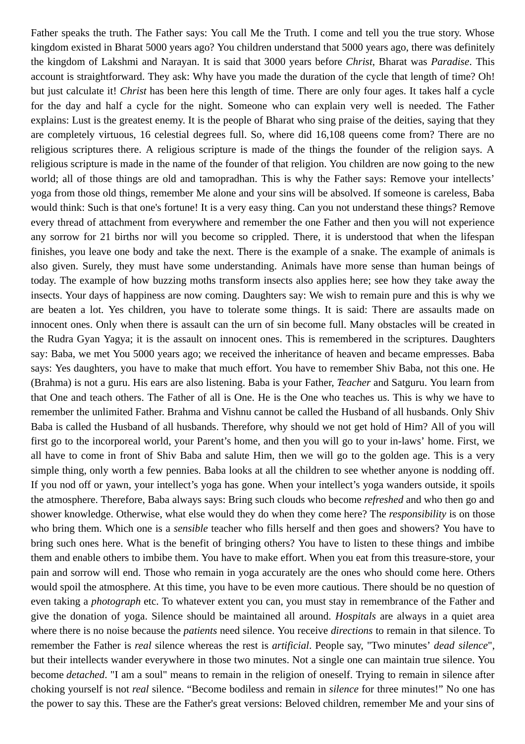Father speaks the truth. The Father says: You call Me the Truth. I come and tell you the true story. Whose kingdom existed in Bharat 5000 years ago? You children understand that 5000 years ago, there was definitely the kingdom of Lakshmi and Narayan. It is said that 3000 years before *Christ*, Bharat was *Paradise*. This account is straightforward. They ask: Why have you made the duration of the cycle that length of time? Oh! but just calculate it! *Christ* has been here this length of time. There are only four ages. It takes half a cycle for the day and half a cycle for the night. Someone who can explain very well is needed. The Father explains: Lust is the greatest enemy. It is the people of Bharat who sing praise of the deities, saying that they are completely virtuous, 16 celestial degrees full. So, where did 16,108 queens come from? There are no religious scriptures there. A religious scripture is made of the things the founder of the religion says. A religious scripture is made in the name of the founder of that religion. You children are now going to the new world; all of those things are old and tamopradhan. This is why the Father says: Remove your intellects' yoga from those old things, remember Me alone and your sins will be absolved. If someone is careless, Baba would think: Such is that one's fortune! It is a very easy thing. Can you not understand these things? Remove every thread of attachment from everywhere and remember the one Father and then you will not experience any sorrow for 21 births nor will you become so crippled. There, it is understood that when the lifespan finishes, you leave one body and take the next. There is the example of a snake. The example of animals is also given. Surely, they must have some understanding. Animals have more sense than human beings of today. The example of how buzzing moths transform insects also applies here; see how they take away the insects. Your days of happiness are now coming. Daughters say: We wish to remain pure and this is why we are beaten a lot. Yes children, you have to tolerate some things. It is said: There are assaults made on innocent ones. Only when there is assault can the urn of sin become full. Many obstacles will be created in the Rudra Gyan Yagya; it is the assault on innocent ones. This is remembered in the scriptures. Daughters say: Baba, we met You 5000 years ago; we received the inheritance of heaven and became empresses. Baba says: Yes daughters, you have to make that much effort. You have to remember Shiv Baba, not this one. He (Brahma) is not a guru. His ears are also listening. Baba is your Father, *Teacher* and Satguru. You learn from that One and teach others. The Father of all is One. He is the One who teaches us. This is why we have to remember the unlimited Father. Brahma and Vishnu cannot be called the Husband of all husbands. Only Shiv Baba is called the Husband of all husbands. Therefore, why should we not get hold of Him? All of you will first go to the incorporeal world, your Parent's home, and then you will go to your in-laws' home. First, we all have to come in front of Shiv Baba and salute Him, then we will go to the golden age. This is a very simple thing, only worth a few pennies. Baba looks at all the children to see whether anyone is nodding off. If you nod off or yawn, your intellect's yoga has gone. When your intellect's yoga wanders outside, it spoils the atmosphere. Therefore, Baba always says: Bring such clouds who become *refreshed* and who then go and shower knowledge. Otherwise, what else would they do when they come here? The *responsibility* is on those who bring them. Which one is a *sensible* teacher who fills herself and then goes and showers? You have to bring such ones here. What is the benefit of bringing others? You have to listen to these things and imbibe them and enable others to imbibe them. You have to make effort. When you eat from this treasure-store, your pain and sorrow will end. Those who remain in yoga accurately are the ones who should come here. Others would spoil the atmosphere. At this time, you have to be even more cautious. There should be no question of even taking a *photograph* etc. To whatever extent you can, you must stay in remembrance of the Father and give the donation of yoga. Silence should be maintained all around. *Hospitals* are always in a quiet area where there is no noise because the *patients* need silence. You receive *directions* to remain in that silence. To remember the Father is *real* silence whereas the rest is *artificial*. People say, "Two minutes' *dead silence*", but their intellects wander everywhere in those two minutes. Not a single one can maintain true silence. You become *detached*. "I am a soul" means to remain in the religion of oneself. Trying to remain in silence after choking yourself is not *real* silence. "Become bodiless and remain in *silence* for three minutes!" No one has the power to say this. These are the Father's great versions: Beloved children, remember Me and your sins of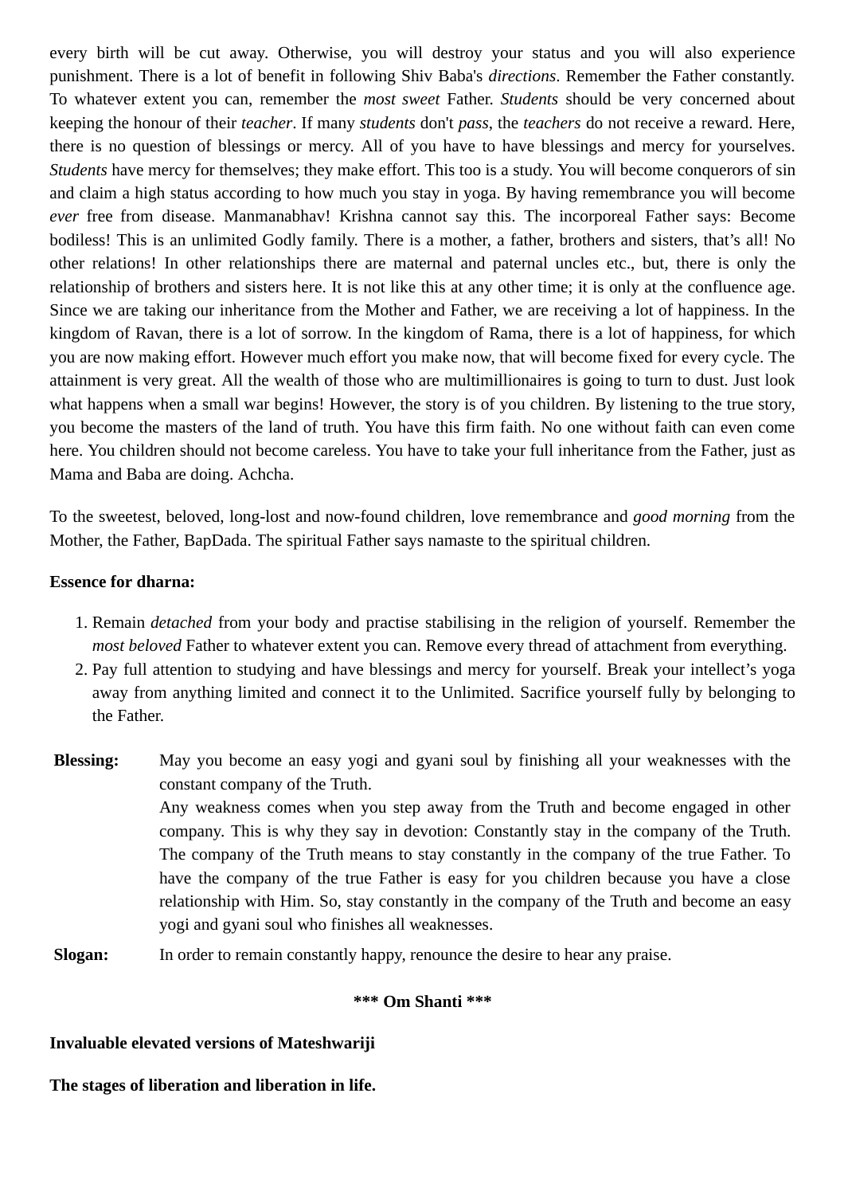every birth will be cut away. Otherwise, you will destroy your status and you will also experience punishment. There is a lot of benefit in following Shiv Baba's *directions*. Remember the Father constantly. To whatever extent you can, remember the *most sweet* Father. *Students* should be very concerned about keeping the honour of their *teacher*. If many *students* don't *pass*, the *teachers* do not receive a reward. Here, there is no question of blessings or mercy. All of you have to have blessings and mercy for yourselves. *Students* have mercy for themselves; they make effort. This too is a study. You will become conquerors of sin and claim a high status according to how much you stay in yoga. By having remembrance you will become *ever* free from disease. Manmanabhav! Krishna cannot say this. The incorporeal Father says: Become bodiless! This is an unlimited Godly family. There is a mother, a father, brothers and sisters, that's all! No other relations! In other relationships there are maternal and paternal uncles etc., but, there is only the relationship of brothers and sisters here. It is not like this at any other time; it is only at the confluence age. Since we are taking our inheritance from the Mother and Father, we are receiving a lot of happiness. In the kingdom of Ravan, there is a lot of sorrow. In the kingdom of Rama, there is a lot of happiness, for which you are now making effort. However much effort you make now, that will become fixed for every cycle. The attainment is very great. All the wealth of those who are multimillionaires is going to turn to dust. Just look what happens when a small war begins! However, the story is of you children. By listening to the true story, you become the masters of the land of truth. You have this firm faith. No one without faith can even come here. You children should not become careless. You have to take your full inheritance from the Father, just as Mama and Baba are doing. Achcha.

To the sweetest, beloved, long-lost and now-found children, love remembrance and *good morning* from the Mother, the Father, BapDada. The spiritual Father says namaste to the spiritual children.

**Essence for dharna:**

1. Remain *detached* from your body and practise stabilising in the religion of yourself. Remember the *most beloved* Father to whatever extent you can. Remove every thread of attachment from everything.
2. Pay full attention to studying and have blessings and mercy for yourself. Break your intellect's yoga away from anything limited and connect it to the Unlimited. Sacrifice yourself fully by belonging to the Father.

**Blessing:** May you become an easy yogi and gyani soul by finishing all your weaknesses with the constant company of the Truth.

Any weakness comes when you step away from the Truth and become engaged in other company. This is why they say in devotion: Constantly stay in the company of the Truth. The company of the Truth means to stay constantly in the company of the true Father. To have the company of the true Father is easy for you children because you have a close relationship with Him. So, stay constantly in the company of the Truth and become an easy yogi and gyani soul who finishes all weaknesses.

**Slogan:** In order to remain constantly happy, renounce the desire to hear any praise.

**\*\*\* Om Shanti \*\*\***

**Invaluable elevated versions of Mateshwariji**

**The stages of liberation and liberation in life.**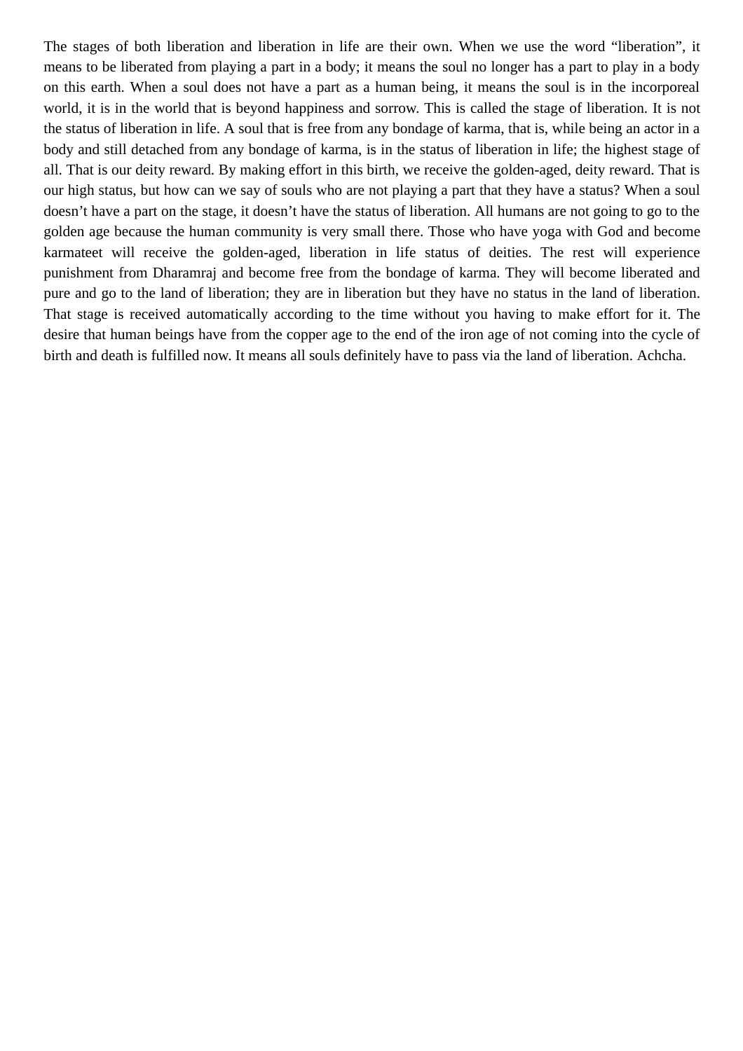The stages of both liberation and liberation in life are their own. When we use the word “liberation”, it means to be liberated from playing a part in a body; it means the soul no longer has a part to play in a body on this earth. When a soul does not have a part as a human being, it means the soul is in the incorporeal world, it is in the world that is beyond happiness and sorrow. This is called the stage of liberation. It is not the status of liberation in life. A soul that is free from any bondage of karma, that is, while being an actor in a body and still detached from any bondage of karma, is in the status of liberation in life; the highest stage of all. That is our deity reward. By making effort in this birth, we receive the golden-aged, deity reward. That is our high status, but how can we say of souls who are not playing a part that they have a status? When a soul doesn’t have a part on the stage, it doesn’t have the status of liberation. All humans are not going to go to the golden age because the human community is very small there. Those who have yoga with God and become karmateet will receive the golden-aged, liberation in life status of deities. The rest will experience punishment from Dharamraj and become free from the bondage of karma. They will become liberated and pure and go to the land of liberation; they are in liberation but they have no status in the land of liberation. That stage is received automatically according to the time without you having to make effort for it. The desire that human beings have from the copper age to the end of the iron age of not coming into the cycle of birth and death is fulfilled now. It means all souls definitely have to pass via the land of liberation. Achcha.